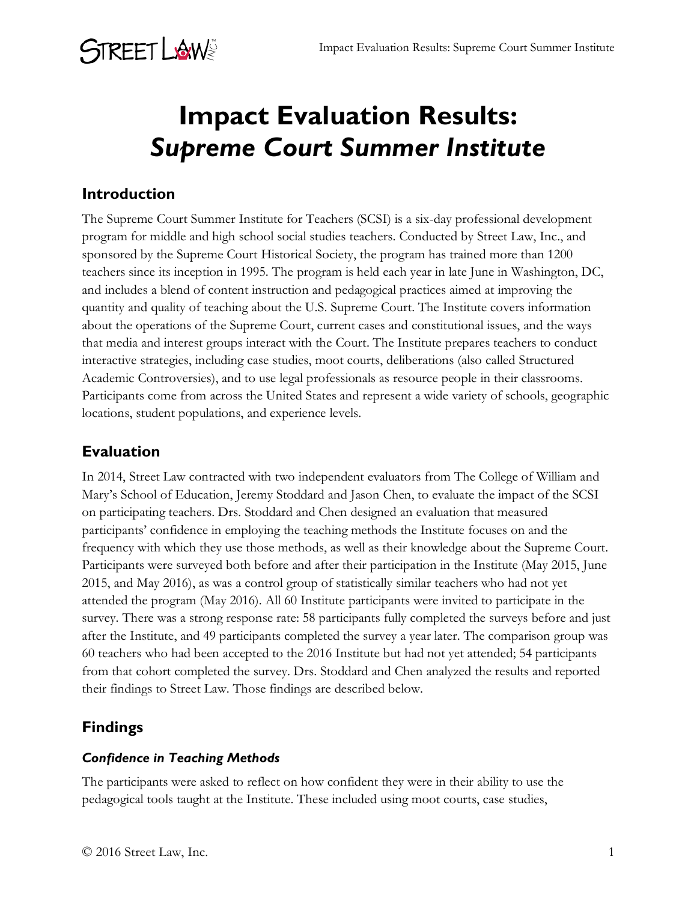# Impact Evaluation Results: *Supreme Court Summer Institute*

## Introduction

The Supreme Court Summer Institute for Teachers (SCSI) is a six-day professional development program for middle and high school social studies teachers. Conducted by Street Law, Inc., and sponsored by the Supreme Court Historical Society, the program has trained more than 1200 teachers since its inception in 1995. The program is held each year in late June in Washington, DC, and includes a blend of content instruction and pedagogical practices aimed at improving the quantity and quality of teaching about the U.S. Supreme Court. The Institute covers information about the operations of the Supreme Court, current cases and constitutional issues, and the ways that media and interest groups interact with the Court. The Institute prepares teachers to conduct interactive strategies, including case studies, moot courts, deliberations (also called Structured Academic Controversies), and to use legal professionals as resource people in their classrooms. Participants come from across the United States and represent a wide variety of schools, geographic locations, student populations, and experience levels.

## Evaluation

In 2014, Street Law contracted with two independent evaluators from The College of William and Mary's School of Education, Jeremy Stoddard and Jason Chen, to evaluate the impact of the SCSI on participating teachers. Drs. Stoddard and Chen designed an evaluation that measured participants' confidence in employing the teaching methods the Institute focuses on and the frequency with which they use those methods, as well as their knowledge about the Supreme Court. Participants were surveyed both before and after their participation in the Institute (May 2015, June 2015, and May 2016), as was a control group of statistically similar teachers who had not yet attended the program (May 2016). All 60 Institute participants were invited to participate in the survey. There was a strong response rate: 58 participants fully completed the surveys before and just after the Institute, and 49 participants completed the survey a year later. The comparison group was 60 teachers who had been accepted to the 2016 Institute but had not yet attended; 54 participants from that cohort completed the survey. Drs. Stoddard and Chen analyzed the results and reported their findings to Street Law. Those findings are described below.

## Findings

### *Confidence in Teaching Methods*

The participants were asked to reflect on how confident they were in their ability to use the pedagogical tools taught at the Institute. These included using moot courts, case studies,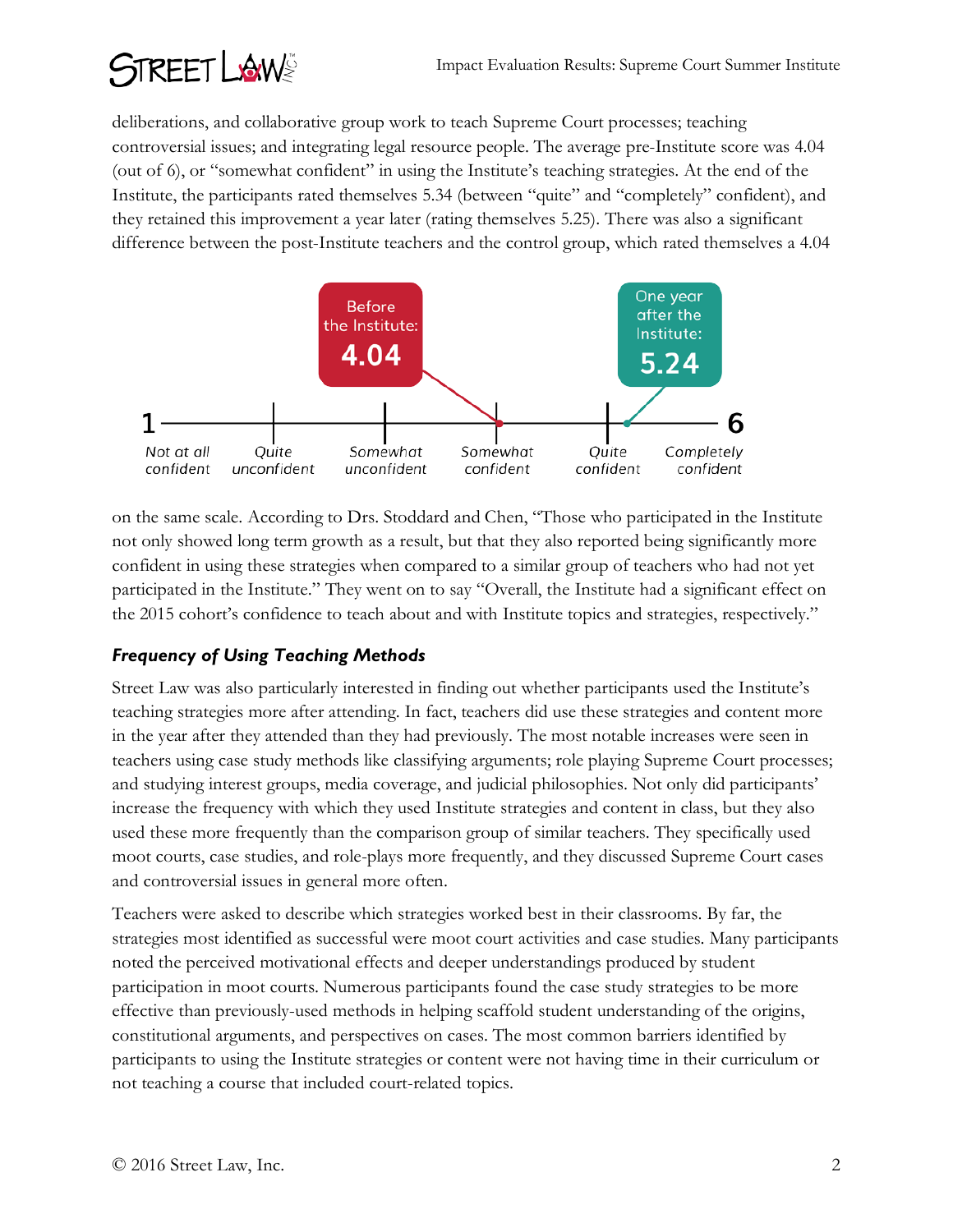deliberations, and collaborative group work to teach Supreme Court processes; teaching controversial issues; and integrating legal resource people. The average pre-Institute score was 4.04 (out of 6), or "somewhat confident" in using the Institute's teaching strategies. At the end of the Institute, the participants rated themselves 5.34 (between "quite" and "completely" confident), and they retained this improvement a year later (rating themselves 5.25). There was also a significant difference between the post-Institute teachers and the control group, which rated themselves a 4.04 on the same scale. According to Drs. Stoddard and Chen, "Those who participated in the Institute not only showed long term growth as a result, but that they also reported being significantly more confident in using these strategies when compared to a similar group of teachers who had not yet participated in the Institute." They went on to say "Overall, the Institute had a significant effect on the 2015 cohort's confidence to teach about and with Institute topics and strategies, respectively."

Before the Institute: **4.04**

One year after the Institute: **5.24**

1 — Not at all confident | Quite unconfident | Somewhat unconfident | Somewhat confident | Quite confident | Completely confident — 6

### *Frequency of Using Teaching Methods*

Street Law was also particularly interested in finding out whether participants used the Institute's teaching strategies more after attending. In fact, teachers did use these strategies and content more in the year after they attended than they had previously. The most notable increases were seen in teachers using case study methods like classifying arguments; role playing Supreme Court processes; and studying interest groups, media coverage, and judicial philosophies. Not only did participants' increase the frequency with which they used Institute strategies and content in class, but they also used these more frequently than the comparison group of similar teachers. They specifically used moot courts, case studies, and role-plays more frequently, and they discussed Supreme Court cases and controversial issues in general more often.

Teachers were asked to describe which strategies worked best in their classrooms. By far, the strategies most identified as successful were moot court activities and case studies. Many participants noted the perceived motivational effects and deeper understandings produced by student participation in moot courts. Numerous participants found the case study strategies to be more effective than previously-used methods in helping scaffold student understanding of the origins, constitutional arguments, and perspectives on cases. The most common barriers identified by participants to using the Institute strategies or content were not having time in their curriculum or not teaching a course that included court-related topics.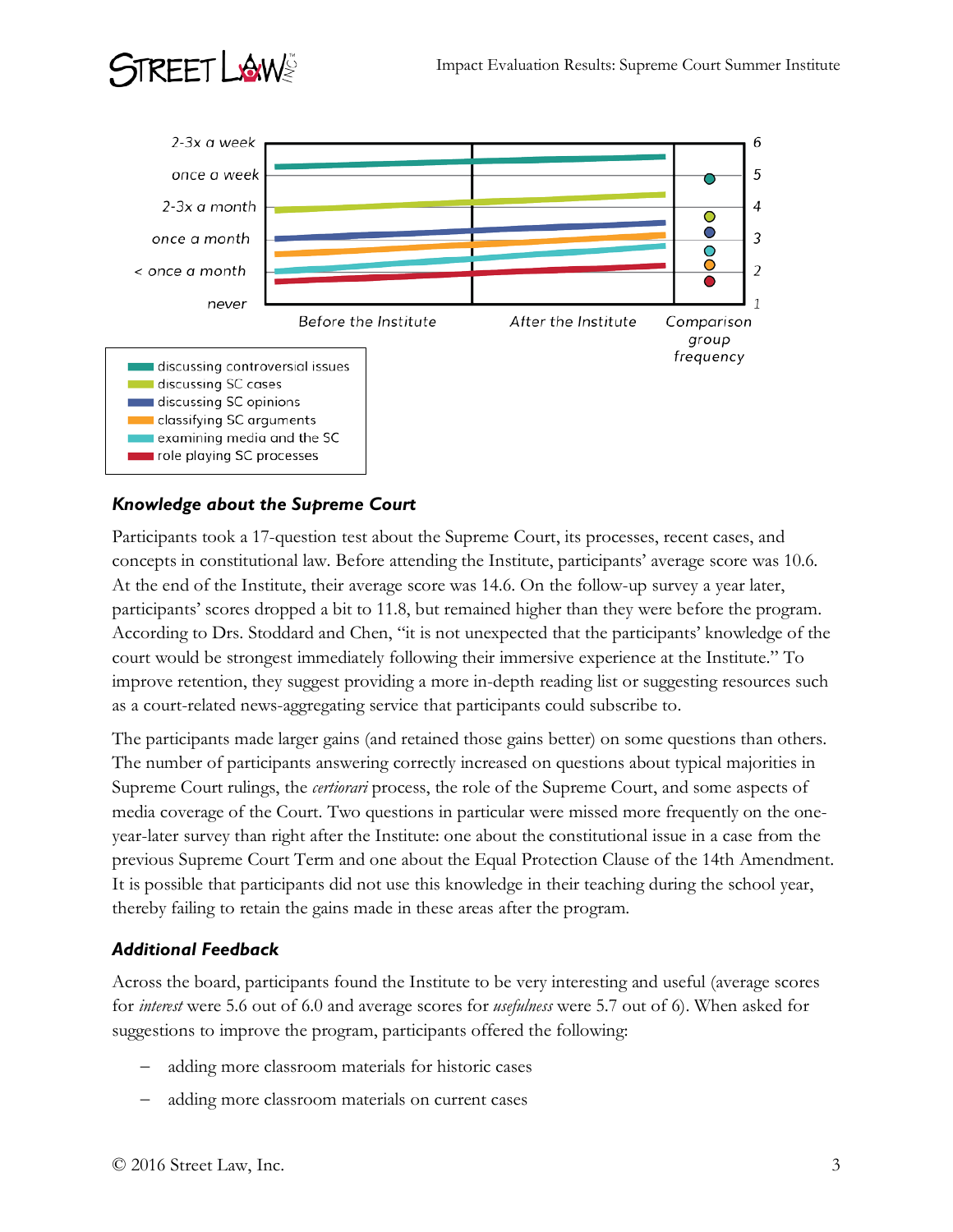2-3x a week | 6
once a week | 5
2-3x a month | 4
once a month | 3
< once a month | 2
never | 1

Before the Institute — After the Institute — Comparison group frequency

- discussing controversial issues
- discussing SC cases
- discussing SC opinions
- classifying SC arguments
- examining media and the SC
- role playing SC processes

### *Knowledge about the Supreme Court*

Participants took a 17-question test about the Supreme Court, its processes, recent cases, and concepts in constitutional law. Before attending the Institute, participants' average score was 10.6. At the end of the Institute, their average score was 14.6. On the follow-up survey a year later, participants' scores dropped a bit to 11.8, but remained higher than they were before the program. According to Drs. Stoddard and Chen, "it is not unexpected that the participants' knowledge of the court would be strongest immediately following their immersive experience at the Institute." To improve retention, they suggest providing a more in-depth reading list or suggesting resources such as a court-related news-aggregating service that participants could subscribe to.

The participants made larger gains (and retained those gains better) on some questions than others. The number of participants answering correctly increased on questions about typical majorities in Supreme Court rulings, the *certiorari* process, the role of the Supreme Court, and some aspects of media coverage of the Court. Two questions in particular were missed more frequently on the one-year-later survey than right after the Institute: one about the constitutional issue in a case from the previous Supreme Court Term and one about the Equal Protection Clause of the 14th Amendment. It is possible that participants did not use this knowledge in their teaching during the school year, thereby failing to retain the gains made in these areas after the program.

### *Additional Feedback*

Across the board, participants found the Institute to be very interesting and useful (average scores for *interest* were 5.6 out of 6.0 and average scores for *usefulness* were 5.7 out of 6). When asked for suggestions to improve the program, participants offered the following:

- adding more classroom materials for historic cases
- adding more classroom materials on current cases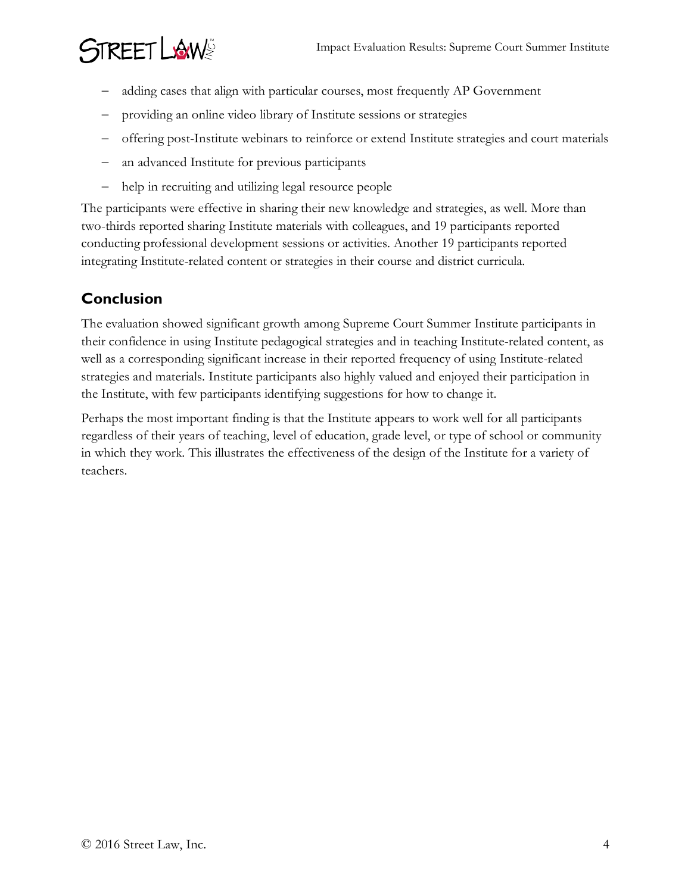- adding cases that align with particular courses, most frequently AP Government
- providing an online video library of Institute sessions or strategies
- offering post-Institute webinars to reinforce or extend Institute strategies and court materials
- an advanced Institute for previous participants
- help in recruiting and utilizing legal resource people

The participants were effective in sharing their new knowledge and strategies, as well. More than two-thirds reported sharing Institute materials with colleagues, and 19 participants reported conducting professional development sessions or activities. Another 19 participants reported integrating Institute-related content or strategies in their course and district curricula.

## Conclusion

The evaluation showed significant growth among Supreme Court Summer Institute participants in their confidence in using Institute pedagogical strategies and in teaching Institute-related content, as well as a corresponding significant increase in their reported frequency of using Institute-related strategies and materials. Institute participants also highly valued and enjoyed their participation in the Institute, with few participants identifying suggestions for how to change it.

Perhaps the most important finding is that the Institute appears to work well for all participants regardless of their years of teaching, level of education, grade level, or type of school or community in which they work. This illustrates the effectiveness of the design of the Institute for a variety of teachers.

© 2016 Street Law, Inc.